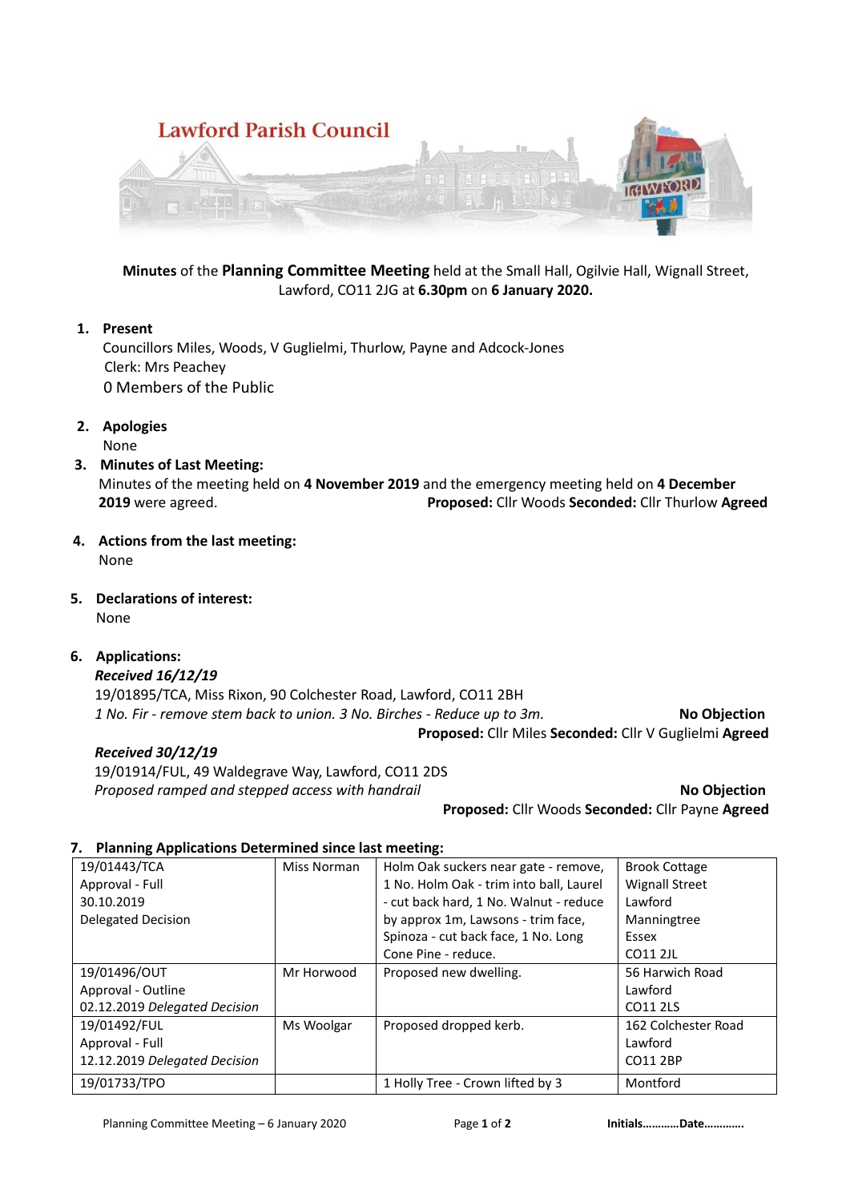Lawford Parish Council

**Minutes** of the **Planning Committee Meeting** held at the Small Hall, Ogilvie Hall, Wignall Street, Lawford, CO11 2JG at **6.30pm** on **6 January 2020.**

1. **Present**
   Councillors Miles, Woods, V Guglielmi, Thurlow, Payne and Adcock-Jones
   Clerk: Mrs Peachey
   0 Members of the Public

2. **Apologies**
   None

3. **Minutes of Last Meeting:**
   Minutes of the meeting held on **4 November 2019** and the emergency meeting held on **4 December 2019** were agreed. **Proposed:** Cllr Woods **Seconded:** Cllr Thurlow **Agreed**

4. **Actions from the last meeting:**
   None

5. **Declarations of interest:**
   None

6. **Applications:**
   ***Received 16/12/19***
   19/01895/TCA, Miss Rixon, 90 Colchester Road, Lawford, CO11 2BH
   *1 No. Fir - remove stem back to union. 3 No. Birches - Reduce up to 3m.* **No Objection**
   **Proposed:** Cllr Miles **Seconded:** Cllr V Guglielmi **Agreed**

   ***Received 30/12/19***
   19/01914/FUL, 49 Waldegrave Way, Lawford, CO11 2DS
   *Proposed ramped and stepped access with handrail* **No Objection**
   **Proposed:** Cllr Woods **Seconded:** Cllr Payne **Agreed**

7. **Planning Applications Determined since last meeting:**

| | | | |
|---|---|---|---|
| 19/01443/TCA<br>Approval - Full<br>30.10.2019<br>Delegated Decision | Miss Norman | Holm Oak suckers near gate - remove, 1 No. Holm Oak - trim into ball, Laurel - cut back hard, 1 No. Walnut - reduce by approx 1m, Lawsons - trim face, Spinoza - cut back face, 1 No. Long Cone Pine - reduce. | Brook Cottage<br>Wignall Street<br>Lawford<br>Manningtree<br>Essex<br>CO11 2JL |
| 19/01496/OUT<br>Approval - Outline<br>02.12.2019 *Delegated Decision* | Mr Horwood | Proposed new dwelling. | 56 Harwich Road<br>Lawford<br>CO11 2LS |
| 19/01492/FUL<br>Approval - Full<br>12.12.2019 *Delegated Decision* | Ms Woolgar | Proposed dropped kerb. | 162 Colchester Road<br>Lawford<br>CO11 2BP |
| 19/01733/TPO | | 1 Holly Tree - Crown lifted by 3 | Montford |

Initials………..Date………….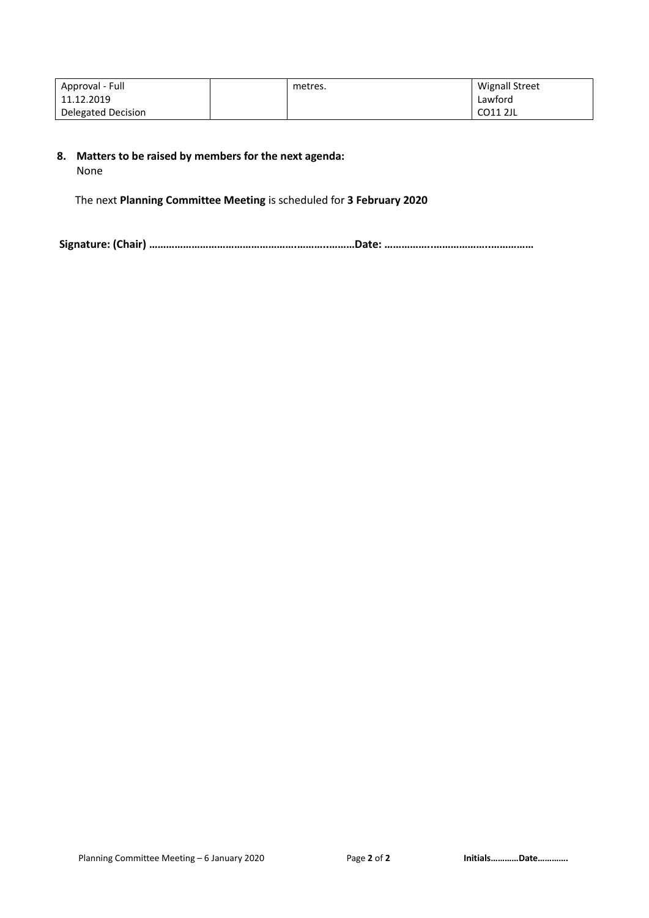| | | | |
|---|---|---|---|
| Approval - Full<br>11.12.2019<br>Delegated Decision | | metres. | Wignall Street<br>Lawford<br>CO11 2JL |

**8. Matters to be raised by members for the next agenda:**
None

The next **Planning Committee Meeting** is scheduled for **3 February 2020**

**Signature: (Chair) ………………………………………………..……..………Date: ……………..……………….……………**